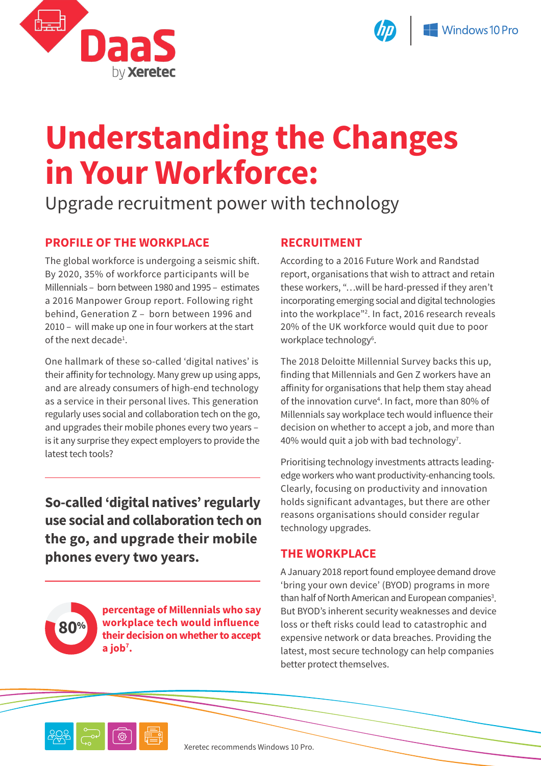DaaS by Xeretec

Windows 10 Pro

# Understanding the Changes in Your Workforce:

## Upgrade recruitment power with technology

### PROFILE OF THE WORKPLACE

The global workforce is undergoing a seismic shift. By 2020, 35% of workforce participants will be Millennials – born between 1980 and 1995 – estimates a 2016 Manpower Group report. Following right behind, Generation Z – born between 1996 and 2010 – will make up one in four workers at the start of the next decade[1].

One hallmark of these so-called 'digital natives' is their affinity for technology. Many grew up using apps, and are already consumers of high-end technology as a service in their personal lives. This generation regularly uses social and collaboration tech on the go, and upgrades their mobile phones every two years – is it any surprise they expect employers to provide the latest tech tools?

**So-called 'digital natives' regularly use social and collaboration tech on the go, and upgrade their mobile phones every two years.**

**80%** **percentage of Millennials who say workplace tech would influence their decision on whether to accept a job[7].**

### RECRUITMENT

According to a 2016 Future Work and Randstad report, organisations that wish to attract and retain these workers, "…will be hard-pressed if they aren't incorporating emerging social and digital technologies into the workplace"[2]. In fact, 2016 research reveals 20% of the UK workforce would quit due to poor workplace technology[6].

The 2018 Deloitte Millennial Survey backs this up, finding that Millennials and Gen Z workers have an affinity for organisations that help them stay ahead of the innovation curve[4]. In fact, more than 80% of Millennials say workplace tech would influence their decision on whether to accept a job, and more than 40% would quit a job with bad technology[7].

Prioritising technology investments attracts leading-edge workers who want productivity-enhancing tools. Clearly, focusing on productivity and innovation holds significant advantages, but there are other reasons organisations should consider regular technology upgrades.

### THE WORKPLACE

A January 2018 report found employee demand drove 'bring your own device' (BYOD) programs in more than half of North American and European companies[3]. But BYOD's inherent security weaknesses and device loss or theft risks could lead to catastrophic and expensive network or data breaches. Providing the latest, most secure technology can help companies better protect themselves.

Xeretec recommends Windows 10 Pro.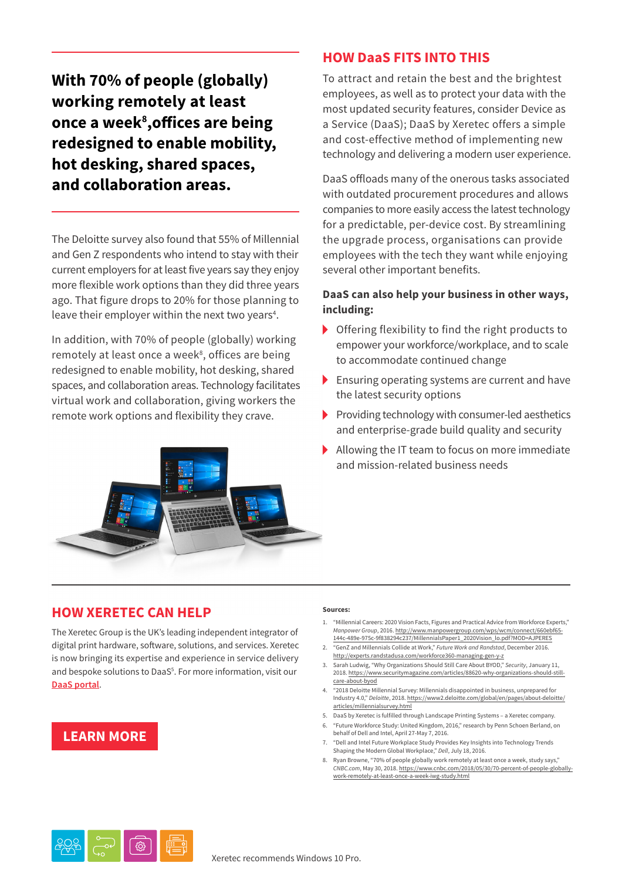**With 70% of people (globally) working remotely at least once a week[8], offices are being redesigned to enable mobility, hot desking, shared spaces, and collaboration areas.**

The Deloitte survey also found that 55% of Millennial and Gen Z respondents who intend to stay with their current employers for at least five years say they enjoy more flexible work options than they did three years ago. That figure drops to 20% for those planning to leave their employer within the next two years[4].

In addition, with 70% of people (globally) working remotely at least once a week[8], offices are being redesigned to enable mobility, hot desking, shared spaces, and collaboration areas. Technology facilitates virtual work and collaboration, giving workers the remote work options and flexibility they crave.

## HOW DaaS FITS INTO THIS

To attract and retain the best and the brightest employees, as well as to protect your data with the most updated security features, consider Device as a Service (DaaS); DaaS by Xeretec offers a simple and cost-effective method of implementing new technology and delivering a modern user experience.

DaaS offloads many of the onerous tasks associated with outdated procurement procedures and allows companies to more easily access the latest technology for a predictable, per-device cost. By streamlining the upgrade process, organisations can provide employees with the tech they want while enjoying several other important benefits.

**DaaS can also help your business in other ways, including:**

- Offering flexibility to find the right products to empower your workforce/workplace, and to scale to accommodate continued change
- Ensuring operating systems are current and have the latest security options
- Providing technology with consumer-led aesthetics and enterprise-grade build quality and security
- Allowing the IT team to focus on more immediate and mission-related business needs

## HOW XERETEC CAN HELP

The Xeretec Group is the UK's leading independent integrator of digital print hardware, software, solutions, and services. Xeretec is now bringing its expertise and experience in service delivery and bespoke solutions to DaaS[5]. For more information, visit our DaaS portal.

**LEARN MORE**

**Sources:**

1. "Millennial Careers: 2020 Vision Facts, Figures and Practical Advice from Workforce Experts," *Manpower Group*, 2016. http://www.manpowergroup.com/wps/wcm/connect/660ebf65-144c-489e-975c-9f838294c237/MillennialsPaper1_2020Vision_lo.pdf?MOD=AJPERES
2. "GenZ and Millennials Collide at Work," *Future Work and Randstad*, December 2016. http://experts.randstadusa.com/workforce360-managing-gen-y-z
3. Sarah Ludwig, "Why Organizations Should Still Care About BYOD," *Security*, January 11, 2018. https://www.securitymagazine.com/articles/88620-why-organizations-should-still-care-about-byod
4. "2018 Deloitte Millennial Survey: Millennials disappointed in business, unprepared for Industry 4.0," *Deloitte*, 2018. https://www2.deloitte.com/global/en/pages/about-deloitte/articles/millennialsurvey.html
5. DaaS by Xeretec is fulfilled through Landscape Printing Systems – a Xeretec company.
6. "Future Workforce Study: United Kingdom, 2016," research by Penn Schoen Berland, on behalf of Dell and Intel, April 27-May 7, 2016.
7. "Dell and Intel Future Workplace Study Provides Key Insights into Technology Trends Shaping the Modern Global Workplace," *Dell*, July 18, 2016.
8. Ryan Browne, "70% of people globally work remotely at least once a week, study says," *CNBC.com*, May 30, 2018. https://www.cnbc.com/2018/05/30/70-percent-of-people-globally-work-remotely-at-least-once-a-week-iwg-study.html

Xeretec recommends Windows 10 Pro.